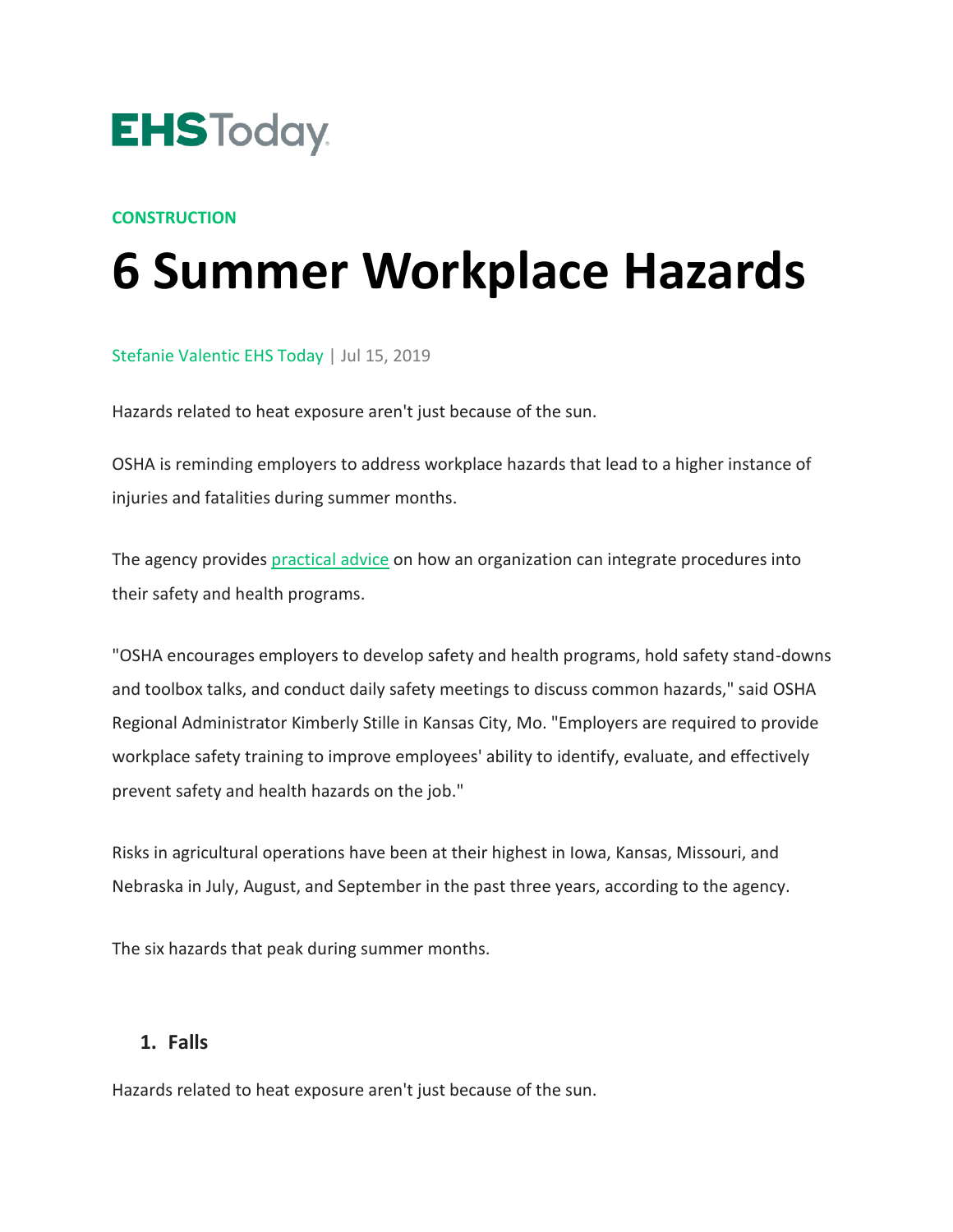**EHS Today**

CONSTRUCTION

# 6 Summer Workplace Hazards

Stefanie Valentic EHS Today | Jul 15, 2019

Hazards related to heat exposure aren't just because of the sun.

OSHA is reminding employers to address workplace hazards that lead to a higher instance of injuries and fatalities during summer months.

The agency provides practical advice on how an organization can integrate procedures into their safety and health programs.

"OSHA encourages employers to develop safety and health programs, hold safety stand-downs and toolbox talks, and conduct daily safety meetings to discuss common hazards," said OSHA Regional Administrator Kimberly Stille in Kansas City, Mo. "Employers are required to provide workplace safety training to improve employees' ability to identify, evaluate, and effectively prevent safety and health hazards on the job."

Risks in agricultural operations have been at their highest in Iowa, Kansas, Missouri, and Nebraska in July, August, and September in the past three years, according to the agency.

The six hazards that peak during summer months.

## 1. Falls

Hazards related to heat exposure aren't just because of the sun.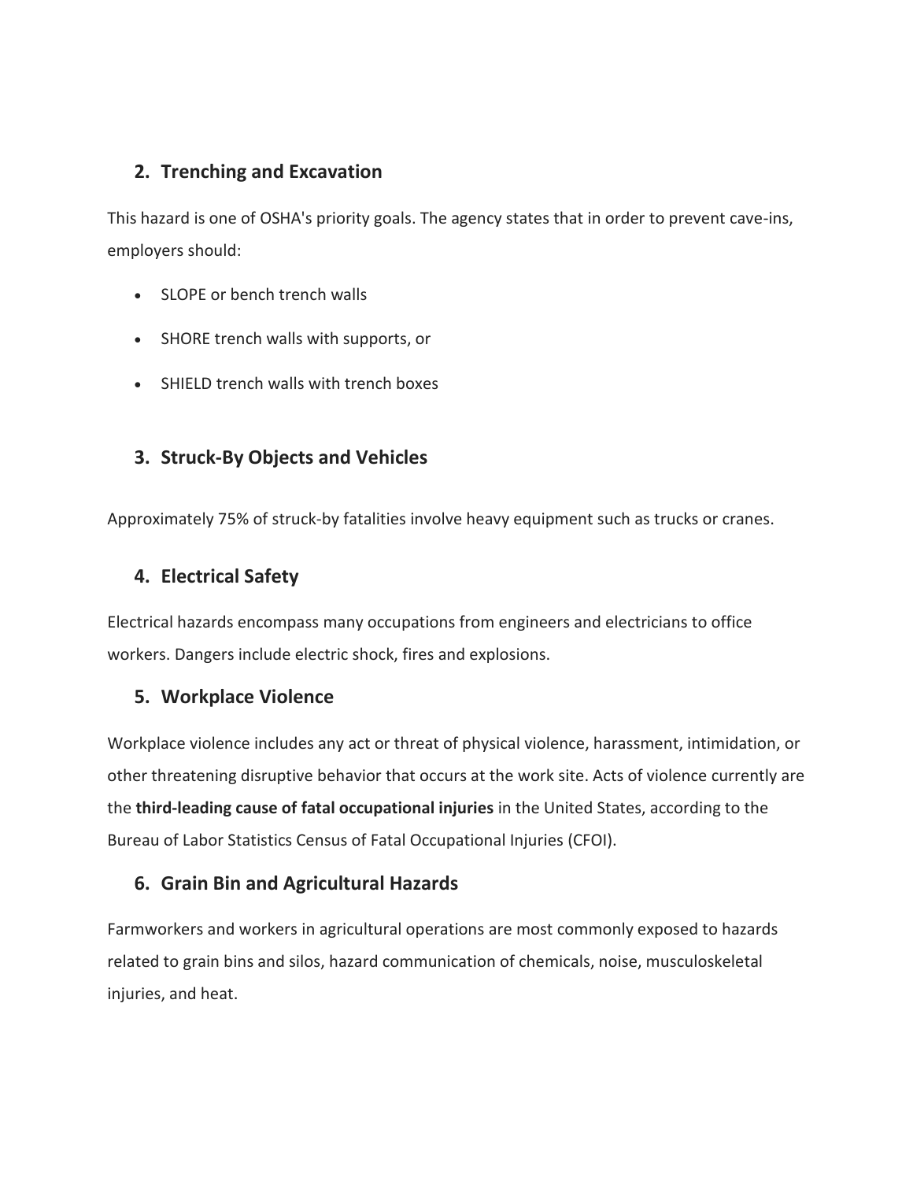## 2. Trenching and Excavation

This hazard is one of OSHA's priority goals. The agency states that in order to prevent cave-ins, employers should:

- SLOPE or bench trench walls
- SHORE trench walls with supports, or
- SHIELD trench walls with trench boxes

## 3. Struck-By Objects and Vehicles

Approximately 75% of struck-by fatalities involve heavy equipment such as trucks or cranes.

## 4. Electrical Safety

Electrical hazards encompass many occupations from engineers and electricians to office workers. Dangers include electric shock, fires and explosions.

## 5. Workplace Violence

Workplace violence includes any act or threat of physical violence, harassment, intimidation, or other threatening disruptive behavior that occurs at the work site. Acts of violence currently are the **third-leading cause of fatal occupational injuries** in the United States, according to the Bureau of Labor Statistics Census of Fatal Occupational Injuries (CFOI).

## 6. Grain Bin and Agricultural Hazards

Farmworkers and workers in agricultural operations are most commonly exposed to hazards related to grain bins and silos, hazard communication of chemicals, noise, musculoskeletal injuries, and heat.